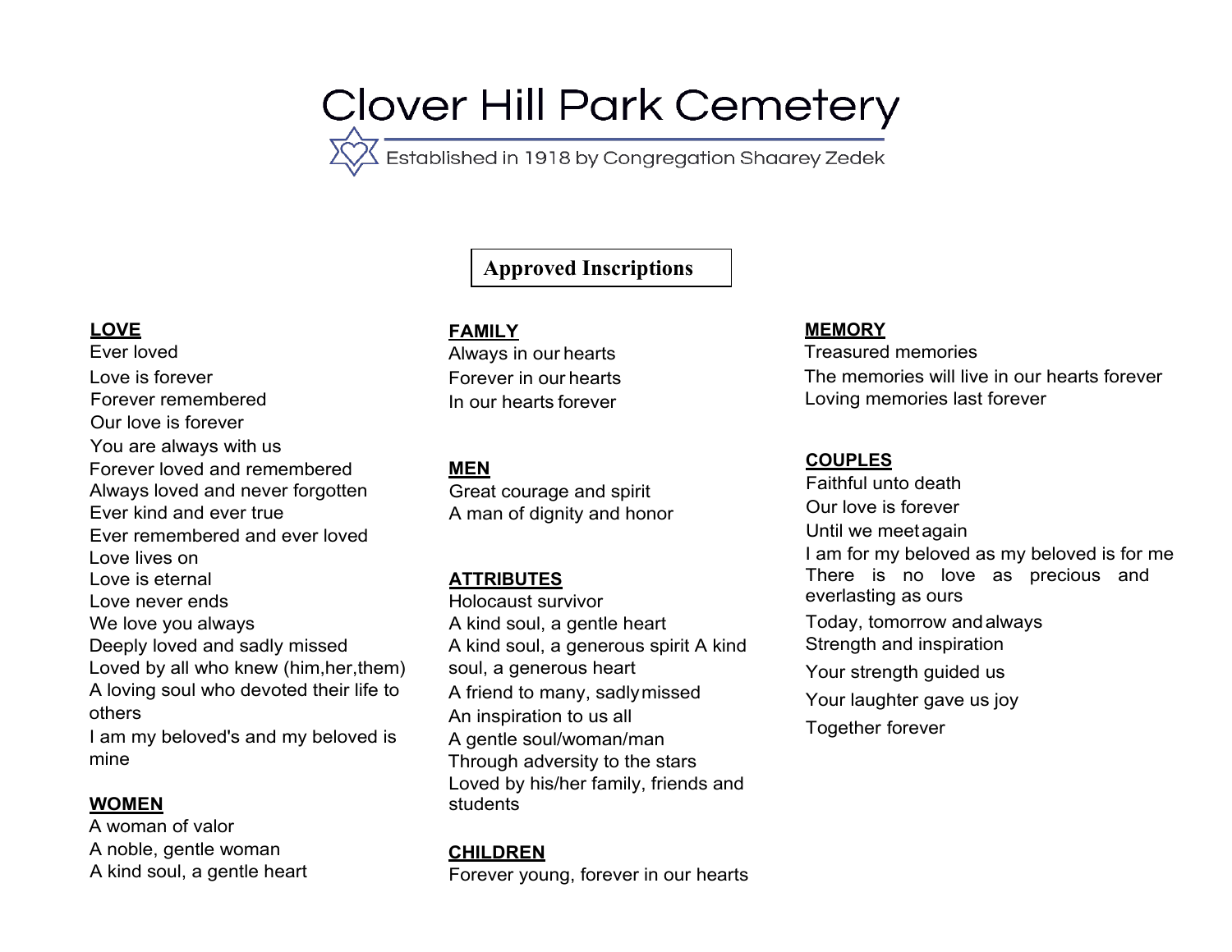# Clover Hill Park Cemetery

Established in 1918 by Congregation Shaarey Zedek

## Approved Inscriptions

**LOVE**

Ever loved
Love is forever
Forever remembered
Our love is forever
You are always with us
Forever loved and remembered
Always loved and never forgotten
Ever kind and ever true
Ever remembered and ever loved
Love lives on
Love is eternal
Love never ends
We love you always
Deeply loved and sadly missed
Loved by all who knew (him,her,them)
A loving soul who devoted their life to others
I am my beloved's and my beloved is mine

**WOMEN**

A woman of valor
A noble, gentle woman
A kind soul, a gentle heart

**FAMILY**

Always in our hearts
Forever in our hearts
In our hearts forever

**MEN**

Great courage and spirit
A man of dignity and honor

**ATTRIBUTES**

Holocaust survivor
A kind soul, a gentle heart
A kind soul, a generous spirit A kind soul, a generous heart
A friend to many, sadly missed
An inspiration to us all
A gentle soul/woman/man
Through adversity to the stars
Loved by his/her family, friends and students

**CHILDREN**

Forever young, forever in our hearts

**MEMORY**

Treasured memories
The memories will live in our hearts forever
Loving memories last forever

**COUPLES**

Faithful unto death
Our love is forever
Until we meet again
I am for my beloved as my beloved is for me
There is no love as precious and everlasting as ours
Today, tomorrow and always
Strength and inspiration
Your strength guided us
Your laughter gave us joy
Together forever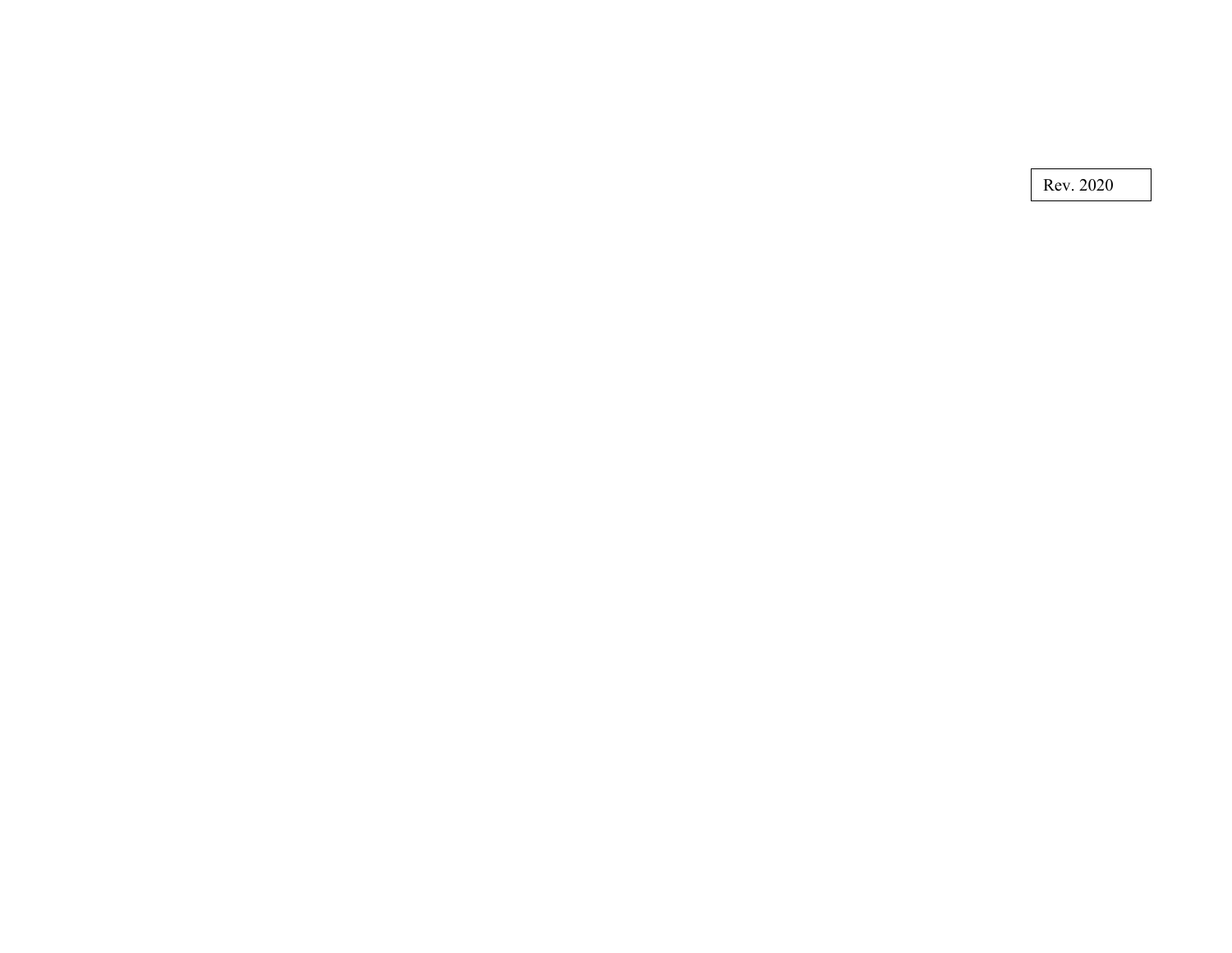Rev. 2020